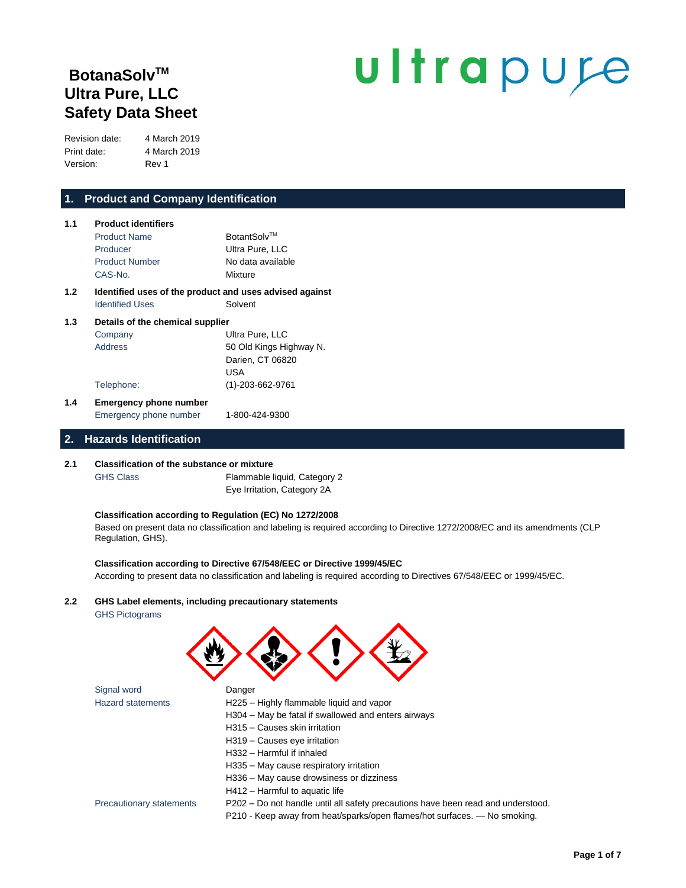# BotanaSolv™ Ultra Pure, LLC Safety Data Sheet

ultrapure

| | |
|---|---|
| Revision date: | 4 March 2019 |
| Print date: | 4 March 2019 |
| Version: | Rev 1 |

## 1. Product and Company Identification

**1.1 Product identifiers**

| | |
|---|---|
| Product Name | BotantSolv™ |
| Producer | Ultra Pure, LLC |
| Product Number | No data available |
| CAS-No. | Mixture |

**1.2 Identified uses of the product and uses advised against**

| | |
|---|---|
| Identified Uses | Solvent |

**1.3 Details of the chemical supplier**

| | |
|---|---|
| Company | Ultra Pure, LLC |
| Address | 50 Old Kings Highway N.<br>Darien, CT 06820<br>USA |
| Telephone: | (1)-203-662-9761 |

**1.4 Emergency phone number**

| | |
|---|---|
| Emergency phone number | 1-800-424-9300 |

## 2. Hazards Identification

**2.1 Classification of the substance or mixture**

| | |
|---|---|
| GHS Class | Flammable liquid, Category 2<br>Eye Irritation, Category 2A |

**Classification according to Regulation (EC) No 1272/2008**

Based on present data no classification and labeling is required according to Directive 1272/2008/EC and its amendments (CLP Regulation, GHS).

**Classification according to Directive 67/548/EEC or Directive 1999/45/EC**

According to present data no classification and labeling is required according to Directives 67/548/EEC or 1999/45/EC.

**2.2 GHS Label elements, including precautionary statements**

GHS Pictograms

| | |
|---|---|
| Signal word | Danger |
| Hazard statements | H225 – Highly flammable liquid and vapor<br>H304 – May be fatal if swallowed and enters airways<br>H315 – Causes skin irritation<br>H319 – Causes eye irritation<br>H332 – Harmful if inhaled<br>H335 – May cause respiratory irritation<br>H336 – May cause drowsiness or dizziness<br>H412 – Harmful to aquatic life |
| Precautionary statements | P202 – Do not handle until all safety precautions have been read and understood.<br>P210 - Keep away from heat/sparks/open flames/hot surfaces. — No smoking. |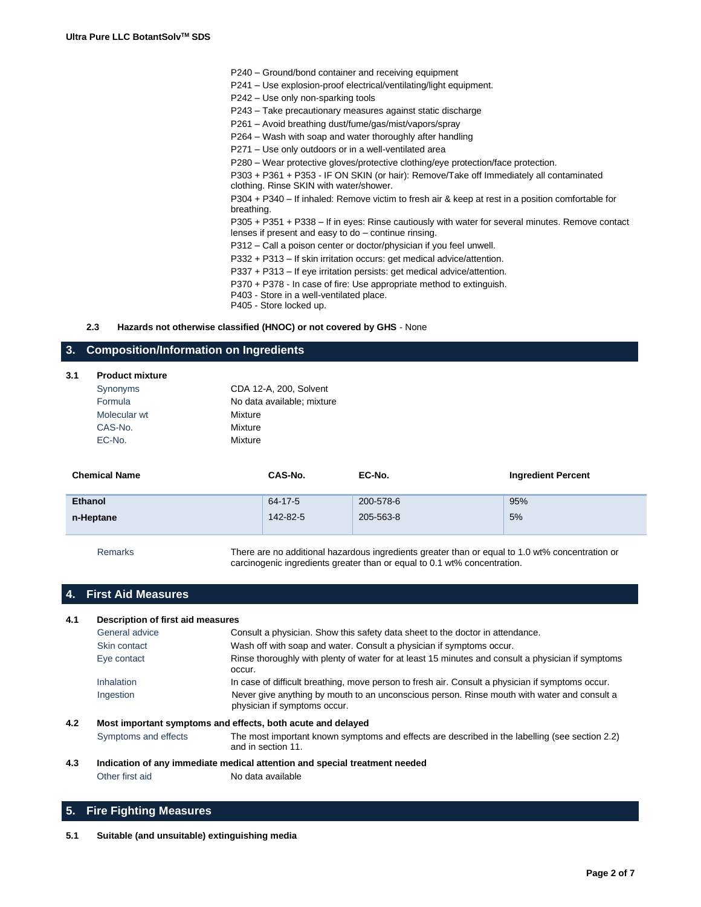P240 – Ground/bond container and receiving equipment
P241 – Use explosion-proof electrical/ventilating/light equipment.
P242 – Use only non-sparking tools
P243 – Take precautionary measures against static discharge
P261 – Avoid breathing dust/fume/gas/mist/vapors/spray
P264 – Wash with soap and water thoroughly after handling
P271 – Use only outdoors or in a well-ventilated area
P280 – Wear protective gloves/protective clothing/eye protection/face protection.
P303 + P361 + P353 - IF ON SKIN (or hair): Remove/Take off Immediately all contaminated clothing. Rinse SKIN with water/shower.
P304 + P340 – If inhaled: Remove victim to fresh air & keep at rest in a position comfortable for breathing.
P305 + P351 + P338 – If in eyes: Rinse cautiously with water for several minutes. Remove contact lenses if present and easy to do – continue rinsing.
P312 – Call a poison center or doctor/physician if you feel unwell.
P332 + P313 – If skin irritation occurs: get medical advice/attention.
P337 + P313 – If eye irritation persists: get medical advice/attention.
P370 + P378 - In case of fire: Use appropriate method to extinguish.
P403 - Store in a well-ventilated place.
P405 - Store locked up.

**2.3 Hazards not otherwise classified (HNOC) or not covered by GHS** - None

## 3. Composition/Information on Ingredients

**3.1 Product mixture**

| | |
|---|---|
| Synonyms | CDA 12-A, 200, Solvent |
| Formula | No data available; mixture |
| Molecular wt | Mixture |
| CAS-No. | Mixture |
| EC-No. | Mixture |

| Chemical Name | CAS-No. | EC-No. | Ingredient Percent |
|---|---|---|---|
| **Ethanol** | 64-17-5 | 200-578-6 | 95% |
| **n-Heptane** | 142-82-5 | 205-563-8 | 5% |

Remarks: There are no additional hazardous ingredients greater than or equal to 1.0 wt% concentration or carcinogenic ingredients greater than or equal to 0.1 wt% concentration.

## 4. First Aid Measures

**4.1 Description of first aid measures**

| | |
|---|---|
| General advice | Consult a physician. Show this safety data sheet to the doctor in attendance. |
| Skin contact | Wash off with soap and water. Consult a physician if symptoms occur. |
| Eye contact | Rinse thoroughly with plenty of water for at least 15 minutes and consult a physician if symptoms occur. |
| Inhalation | In case of difficult breathing, move person to fresh air. Consult a physician if symptoms occur. |
| Ingestion | Never give anything by mouth to an unconscious person. Rinse mouth with water and consult a physician if symptoms occur. |

**4.2 Most important symptoms and effects, both acute and delayed**

Symptoms and effects: The most important known symptoms and effects are described in the labelling (see section 2.2) and in section 11.

**4.3 Indication of any immediate medical attention and special treatment needed**

Other first aid: No data available

## 5. Fire Fighting Measures

**5.1 Suitable (and unsuitable) extinguishing media**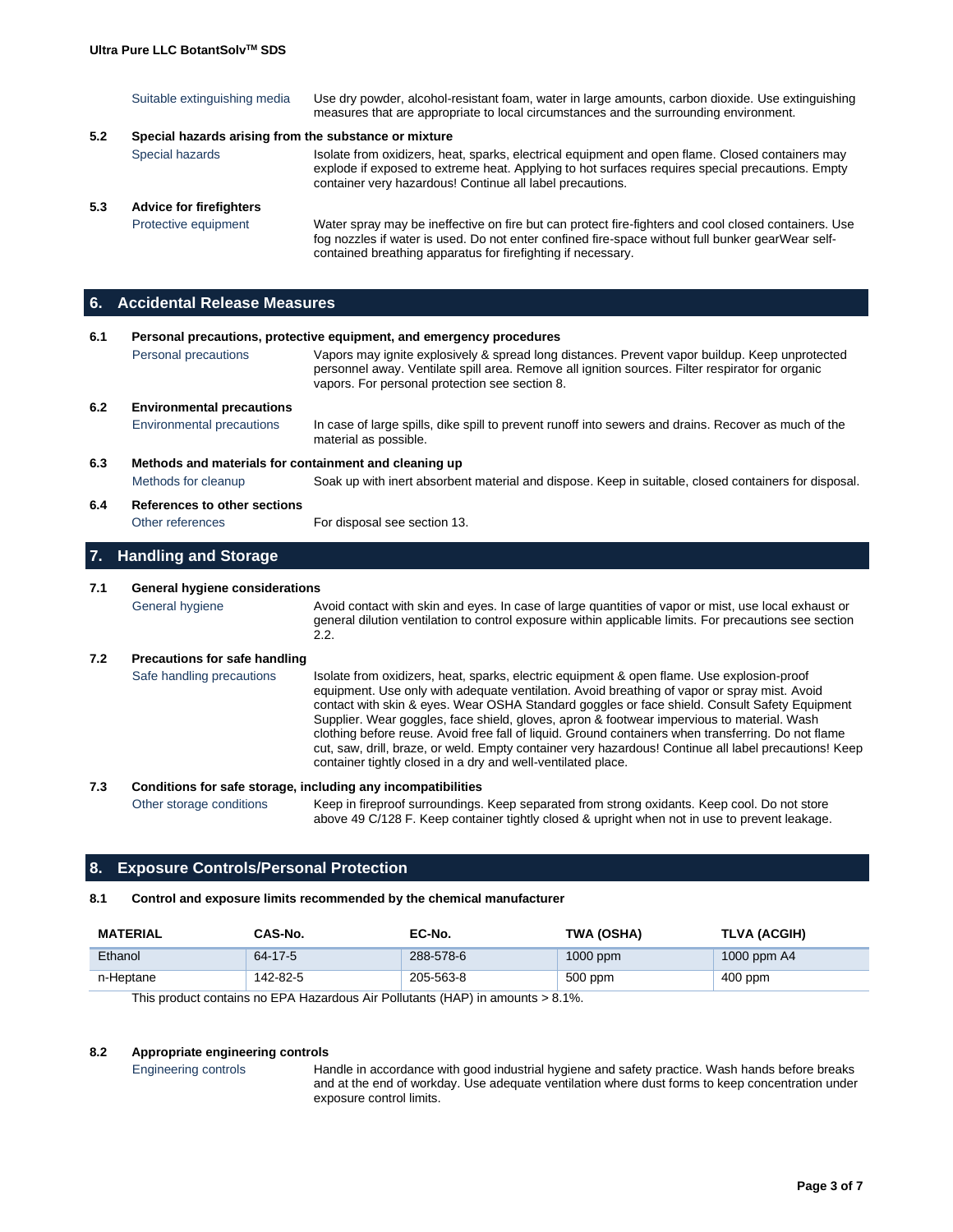| | |
|---|---|
| Suitable extinguishing media | Use dry powder, alcohol-resistant foam, water in large amounts, carbon dioxide. Use extinguishing measures that are appropriate to local circumstances and the surrounding environment. |

### 5.2 Special hazards arising from the substance or mixture

| | |
|---|---|
| Special hazards | Isolate from oxidizers, heat, sparks, electrical equipment and open flame. Closed containers may explode if exposed to extreme heat. Applying to hot surfaces requires special precautions. Empty container very hazardous! Continue all label precautions. |

### 5.3 Advice for firefighters

| | |
|---|---|
| Protective equipment | Water spray may be ineffective on fire but can protect fire-fighters and cool closed containers. Use fog nozzles if water is used. Do not enter confined fire-space without full bunker gearWear self-contained breathing apparatus for firefighting if necessary. |

## 6. Accidental Release Measures

### 6.1 Personal precautions, protective equipment, and emergency procedures

| | |
|---|---|
| Personal precautions | Vapors may ignite explosively & spread long distances. Prevent vapor buildup. Keep unprotected personnel away. Ventilate spill area. Remove all ignition sources. Filter respirator for organic vapors. For personal protection see section 8. |

### 6.2 Environmental precautions

| | |
|---|---|
| Environmental precautions | In case of large spills, dike spill to prevent runoff into sewers and drains. Recover as much of the material as possible. |

### 6.3 Methods and materials for containment and cleaning up

| | |
|---|---|
| Methods for cleanup | Soak up with inert absorbent material and dispose. Keep in suitable, closed containers for disposal. |

### 6.4 References to other sections

| | |
|---|---|
| Other references | For disposal see section 13. |

## 7. Handling and Storage

### 7.1 General hygiene considerations

| | |
|---|---|
| General hygiene | Avoid contact with skin and eyes. In case of large quantities of vapor or mist, use local exhaust or general dilution ventilation to control exposure within applicable limits. For precautions see section 2.2. |

### 7.2 Precautions for safe handling

| | |
|---|---|
| Safe handling precautions | Isolate from oxidizers, heat, sparks, electric equipment & open flame. Use explosion-proof equipment. Use only with adequate ventilation. Avoid breathing of vapor or spray mist. Avoid contact with skin & eyes. Wear OSHA Standard goggles or face shield. Consult Safety Equipment Supplier. Wear goggles, face shield, gloves, apron & footwear impervious to material. Wash clothing before reuse. Avoid free fall of liquid. Ground containers when transferring. Do not flame cut, saw, drill, braze, or weld. Empty container very hazardous! Continue all label precautions! Keep container tightly closed in a dry and well-ventilated place. |

### 7.3 Conditions for safe storage, including any incompatibilities

| | |
|---|---|
| Other storage conditions | Keep in fireproof surroundings. Keep separated from strong oxidants. Keep cool. Do not store above 49 C/128 F. Keep container tightly closed & upright when not in use to prevent leakage. |

## 8. Exposure Controls/Personal Protection

### 8.1 Control and exposure limits recommended by the chemical manufacturer

| MATERIAL | CAS-No. | EC-No. | TWA (OSHA) | TLVA (ACGIH) |
|---|---|---|---|---|
| Ethanol | 64-17-5 | 288-578-6 | 1000 ppm | 1000 ppm A4 |
| n-Heptane | 142-82-5 | 205-563-8 | 500 ppm | 400 ppm |

This product contains no EPA Hazardous Air Pollutants (HAP) in amounts > 8.1%.

### 8.2 Appropriate engineering controls

| | |
|---|---|
| Engineering controls | Handle in accordance with good industrial hygiene and safety practice. Wash hands before breaks and at the end of workday. Use adequate ventilation where dust forms to keep concentration under exposure control limits. |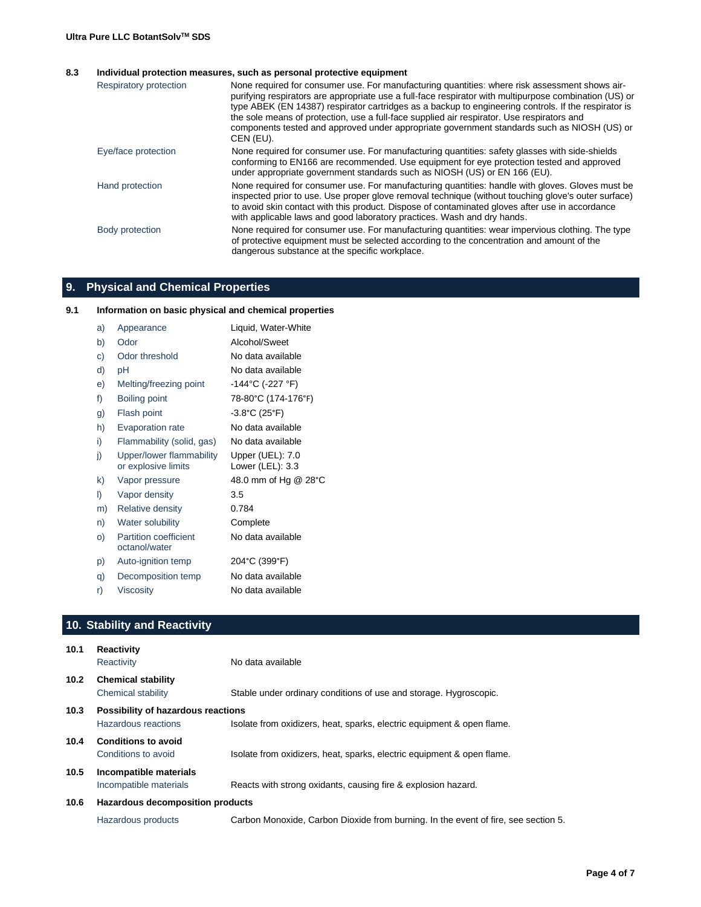### 8.3 Individual protection measures, such as personal protective equipment

| | |
|---|---|
| Respiratory protection | None required for consumer use. For manufacturing quantities: where risk assessment shows air-purifying respirators are appropriate use a full-face respirator with multipurpose combination (US) or type ABEK (EN 14387) respirator cartridges as a backup to engineering controls. If the respirator is the sole means of protection, use a full-face supplied air respirator. Use respirators and components tested and approved under appropriate government standards such as NIOSH (US) or CEN (EU). |
| Eye/face protection | None required for consumer use. For manufacturing quantities: safety glasses with side-shields conforming to EN166 are recommended. Use equipment for eye protection tested and approved under appropriate government standards such as NIOSH (US) or EN 166 (EU). |
| Hand protection | None required for consumer use. For manufacturing quantities: handle with gloves. Gloves must be inspected prior to use. Use proper glove removal technique (without touching glove's outer surface) to avoid skin contact with this product. Dispose of contaminated gloves after use in accordance with applicable laws and good laboratory practices. Wash and dry hands. |
| Body protection | None required for consumer use. For manufacturing quantities: wear impervious clothing. The type of protective equipment must be selected according to the concentration and amount of the dangerous substance at the specific workplace. |

## 9. Physical and Chemical Properties

### 9.1 Information on basic physical and chemical properties

| | | |
|---|---|---|
| a) | Appearance | Liquid, Water-White |
| b) | Odor | Alcohol/Sweet |
| c) | Odor threshold | No data available |
| d) | pH | No data available |
| e) | Melting/freezing point | -144°C (-227 °F) |
| f) | Boiling point | 78-80°C (174-176°F) |
| g) | Flash point | -3.8°C (25°F) |
| h) | Evaporation rate | No data available |
| i) | Flammability (solid, gas) | No data available |
| j) | Upper/lower flammability or explosive limits | Upper (UEL): 7.0<br>Lower (LEL): 3.3 |
| k) | Vapor pressure | 48.0 mm of Hg @ 28°C |
| l) | Vapor density | 3.5 |
| m) | Relative density | 0.784 |
| n) | Water solubility | Complete |
| o) | Partition coefficient octanol/water | No data available |
| p) | Auto-ignition temp | 204°C (399°F) |
| q) | Decomposition temp | No data available |
| r) | Viscosity | No data available |

## 10. Stability and Reactivity

**10.1 Reactivity**

| | |
|---|---|
| Reactivity | No data available |

**10.2 Chemical stability**

| | |
|---|---|
| Chemical stability | Stable under ordinary conditions of use and storage. Hygroscopic. |

**10.3 Possibility of hazardous reactions**

| | |
|---|---|
| Hazardous reactions | Isolate from oxidizers, heat, sparks, electric equipment & open flame. |

**10.4 Conditions to avoid**

| | |
|---|---|
| Conditions to avoid | Isolate from oxidizers, heat, sparks, electric equipment & open flame. |

**10.5 Incompatible materials**

| | |
|---|---|
| Incompatible materials | Reacts with strong oxidants, causing fire & explosion hazard. |

**10.6 Hazardous decomposition products**

| | |
|---|---|
| Hazardous products | Carbon Monoxide, Carbon Dioxide from burning. In the event of fire, see section 5. |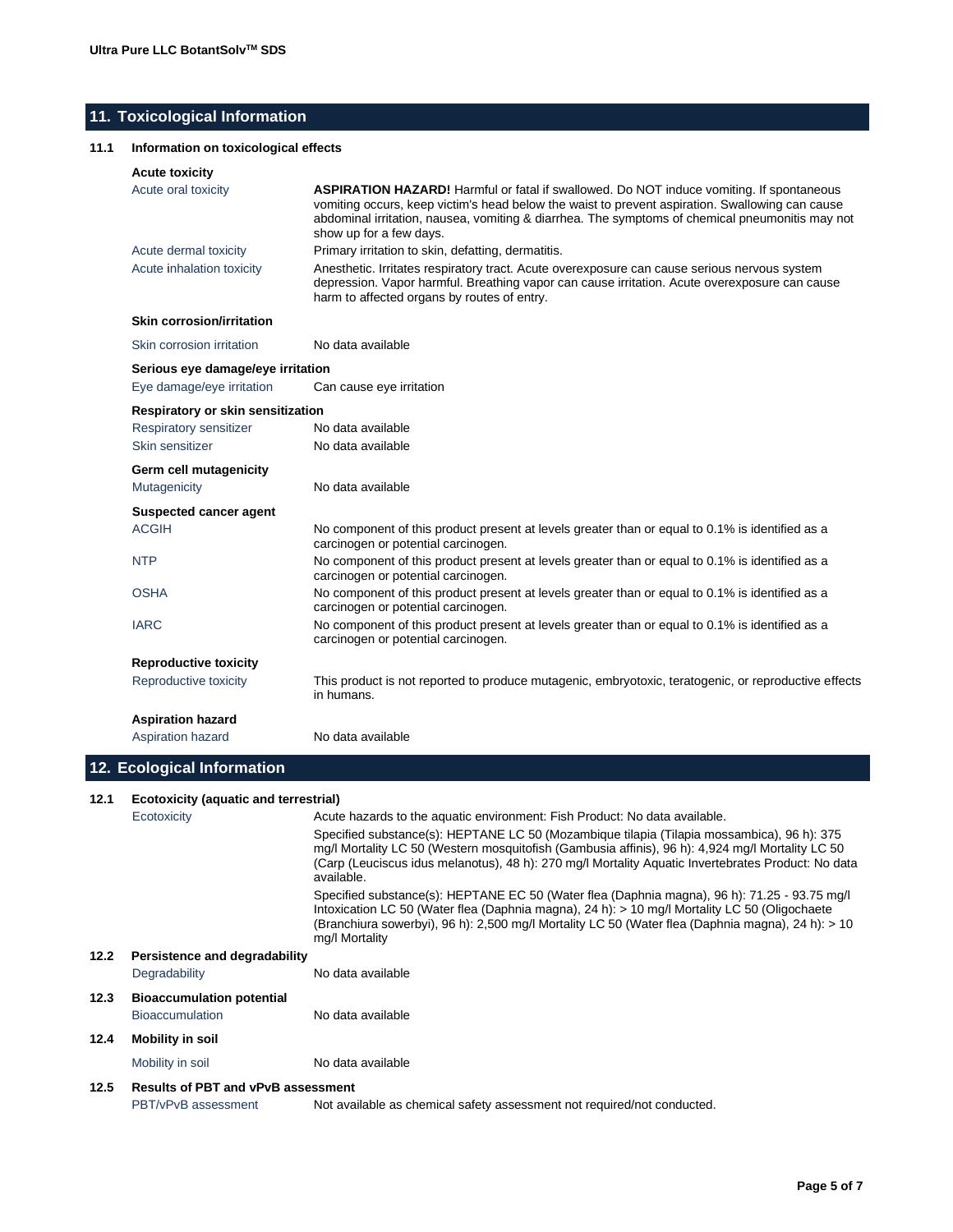## 11. Toxicological Information

### 11.1 Information on toxicological effects

**Acute toxicity**

| | |
|---|---|
| Acute oral toxicity | **ASPIRATION HAZARD!** Harmful or fatal if swallowed. Do NOT induce vomiting. If spontaneous vomiting occurs, keep victim's head below the waist to prevent aspiration. Swallowing can cause abdominal irritation, nausea, vomiting & diarrhea. The symptoms of chemical pneumonitis may not show up for a few days. |
| Acute dermal toxicity | Primary irritation to skin, defatting, dermatitis. |
| Acute inhalation toxicity | Anesthetic. Irritates respiratory tract. Acute overexposure can cause serious nervous system depression. Vapor harmful. Breathing vapor can cause irritation. Acute overexposure can cause harm to affected organs by routes of entry. |

**Skin corrosion/irritation**

| | |
|---|---|
| Skin corrosion irritation | No data available |

**Serious eye damage/eye irritation**

| | |
|---|---|
| Eye damage/eye irritation | Can cause eye irritation |

**Respiratory or skin sensitization**

| | |
|---|---|
| Respiratory sensitizer | No data available |
| Skin sensitizer | No data available |

**Germ cell mutagenicity**

| | |
|---|---|
| Mutagenicity | No data available |

**Suspected cancer agent**

| | |
|---|---|
| ACGIH | No component of this product present at levels greater than or equal to 0.1% is identified as a carcinogen or potential carcinogen. |
| NTP | No component of this product present at levels greater than or equal to 0.1% is identified as a carcinogen or potential carcinogen. |
| OSHA | No component of this product present at levels greater than or equal to 0.1% is identified as a carcinogen or potential carcinogen. |
| IARC | No component of this product present at levels greater than or equal to 0.1% is identified as a carcinogen or potential carcinogen. |

**Reproductive toxicity**

| | |
|---|---|
| Reproductive toxicity | This product is not reported to produce mutagenic, embryotoxic, teratogenic, or reproductive effects in humans. |

**Aspiration hazard**

| | |
|---|---|
| Aspiration hazard | No data available |

## 12. Ecological Information

### 12.1 Ecotoxicity (aquatic and terrestrial)

Ecotoxicity

Acute hazards to the aquatic environment: Fish Product: No data available.

Specified substance(s): HEPTANE LC 50 (Mozambique tilapia (Tilapia mossambica), 96 h): 375 mg/l Mortality LC 50 (Western mosquitofish (Gambusia affinis), 96 h): 4,924 mg/l Mortality LC 50 (Carp (Leuciscus idus melanotus), 48 h): 270 mg/l Mortality Aquatic Invertebrates Product: No data available.

Specified substance(s): HEPTANE EC 50 (Water flea (Daphnia magna), 96 h): 71.25 - 93.75 mg/l Intoxication LC 50 (Water flea (Daphnia magna), 24 h): > 10 mg/l Mortality LC 50 (Oligochaete (Branchiura sowerbyi), 96 h): 2,500 mg/l Mortality LC 50 (Water flea (Daphnia magna), 24 h): > 10 mg/l Mortality

### 12.2 Persistence and degradability

| | |
|---|---|
| Degradability | No data available |

### 12.3 Bioaccumulation potential

| | |
|---|---|
| Bioaccumulation | No data available |

### 12.4 Mobility in soil

| | |
|---|---|
| Mobility in soil | No data available |

### 12.5 Results of PBT and vPvB assessment

| | |
|---|---|
| PBT/vPvB assessment | Not available as chemical safety assessment not required/not conducted. |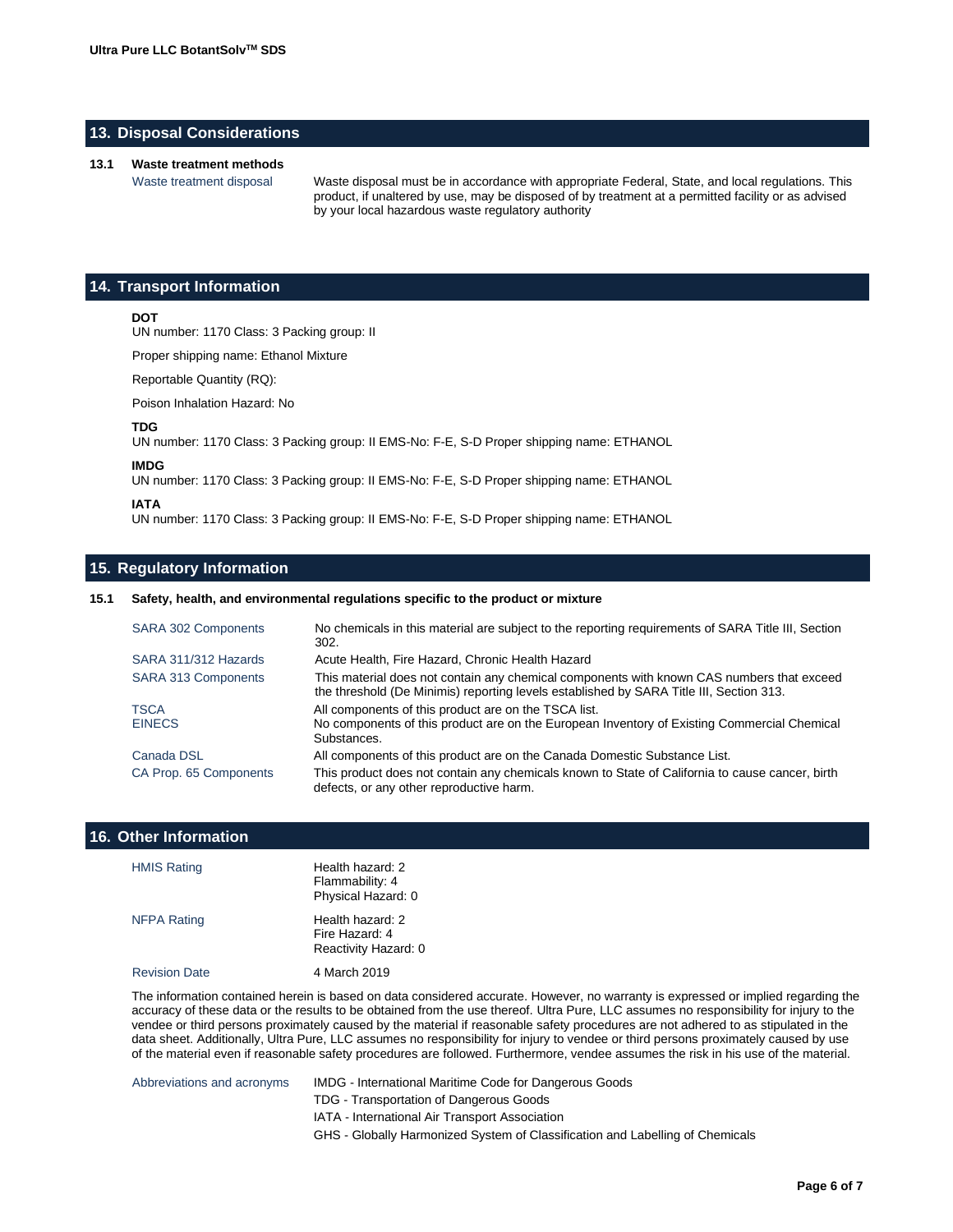## 13. Disposal Considerations

**13.1 Waste treatment methods**

| | |
|---|---|
| Waste treatment disposal | Waste disposal must be in accordance with appropriate Federal, State, and local regulations. This product, if unaltered by use, may be disposed of by treatment at a permitted facility or as advised by your local hazardous waste regulatory authority |

## 14. Transport Information

**DOT**

UN number: 1170 Class: 3 Packing group: II

Proper shipping name: Ethanol Mixture

Reportable Quantity (RQ):

Poison Inhalation Hazard: No

**TDG**

UN number: 1170 Class: 3 Packing group: II EMS-No: F-E, S-D Proper shipping name: ETHANOL

**IMDG**

UN number: 1170 Class: 3 Packing group: II EMS-No: F-E, S-D Proper shipping name: ETHANOL

**IATA**

UN number: 1170 Class: 3 Packing group: II EMS-No: F-E, S-D Proper shipping name: ETHANOL

## 15. Regulatory Information

**15.1 Safety, health, and environmental regulations specific to the product or mixture**

| | |
|---|---|
| SARA 302 Components | No chemicals in this material are subject to the reporting requirements of SARA Title III, Section 302. |
| SARA 311/312 Hazards | Acute Health, Fire Hazard, Chronic Health Hazard |
| SARA 313 Components | This material does not contain any chemical components with known CAS numbers that exceed the threshold (De Minimis) reporting levels established by SARA Title III, Section 313. |
| TSCA | All components of this product are on the TSCA list. |
| EINECS | No components of this product are on the European Inventory of Existing Commercial Chemical Substances. |
| Canada DSL | All components of this product are on the Canada Domestic Substance List. |
| CA Prop. 65 Components | This product does not contain any chemicals known to State of California to cause cancer, birth defects, or any other reproductive harm. |

## 16. Other Information

| | |
|---|---|
| HMIS Rating | Health hazard: 2<br>Flammability: 4<br>Physical Hazard: 0 |
| NFPA Rating | Health hazard: 2<br>Fire Hazard: 4<br>Reactivity Hazard: 0 |
| Revision Date | 4 March 2019 |

The information contained herein is based on data considered accurate. However, no warranty is expressed or implied regarding the accuracy of these data or the results to be obtained from the use thereof. Ultra Pure, LLC assumes no responsibility for injury to the vendee or third persons proximately caused by the material if reasonable safety procedures are not adhered to as stipulated in the data sheet. Additionally, Ultra Pure, LLC assumes no responsibility for injury to vendee or third persons proximately caused by use of the material even if reasonable safety procedures are followed. Furthermore, vendee assumes the risk in his use of the material.

Abbreviations and acronyms

- IMDG - International Maritime Code for Dangerous Goods
- TDG - Transportation of Dangerous Goods
- IATA - International Air Transport Association
- GHS - Globally Harmonized System of Classification and Labelling of Chemicals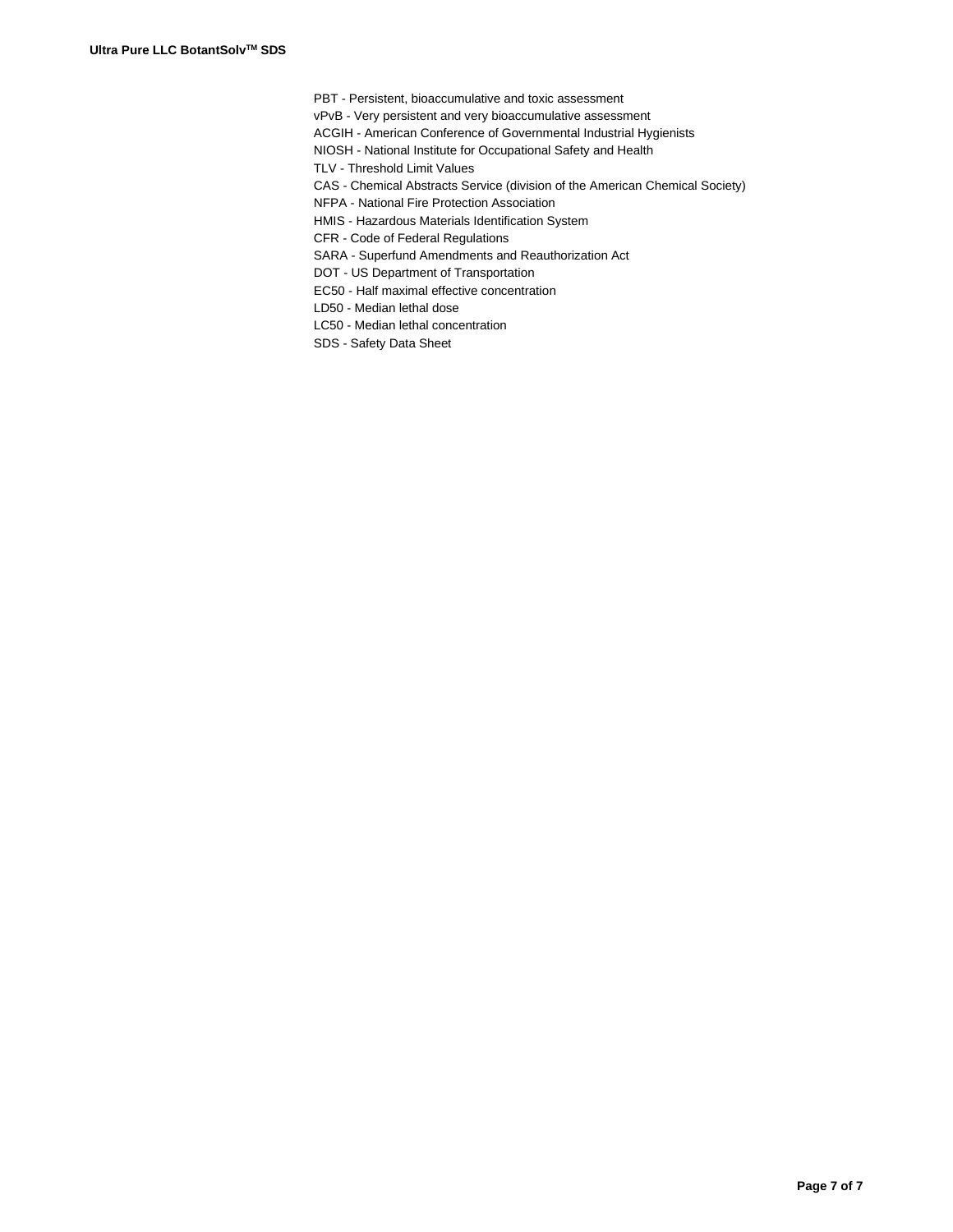PBT - Persistent, bioaccumulative and toxic assessment

vPvB - Very persistent and very bioaccumulative assessment

ACGIH - American Conference of Governmental Industrial Hygienists

NIOSH - National Institute for Occupational Safety and Health

TLV - Threshold Limit Values

CAS - Chemical Abstracts Service (division of the American Chemical Society)

NFPA - National Fire Protection Association

HMIS - Hazardous Materials Identification System

CFR - Code of Federal Regulations

SARA - Superfund Amendments and Reauthorization Act

DOT - US Department of Transportation

EC50 - Half maximal effective concentration

LD50 - Median lethal dose

LC50 - Median lethal concentration

SDS - Safety Data Sheet